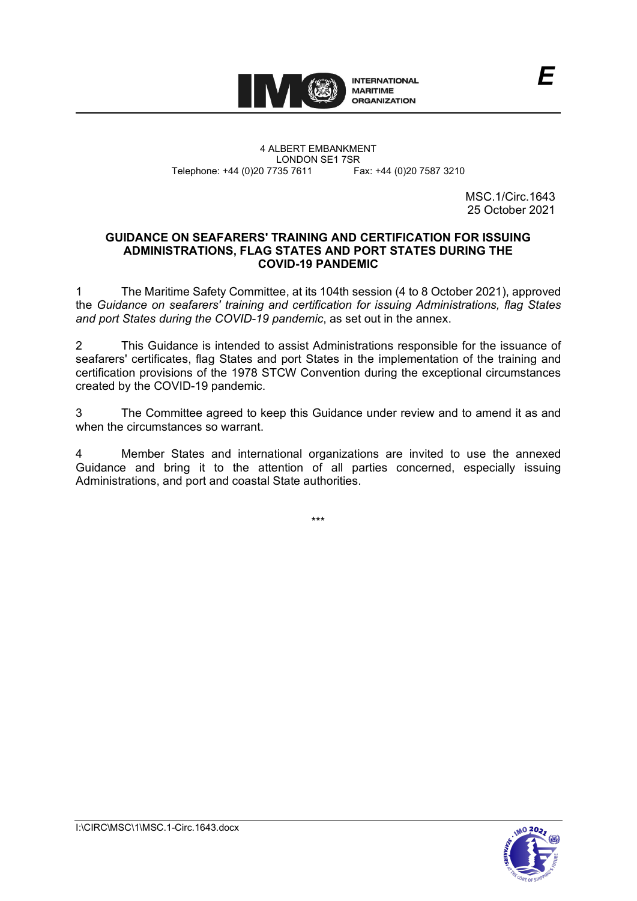E

4 ALBERT EMBANKMENT
LONDON SE1 7SR
Telephone: +44 (0)20 7735 7611 Fax: +44 (0)20 7587 3210

MSC.1/Circ.1643
25 October 2021

**GUIDANCE ON SEAFARERS' TRAINING AND CERTIFICATION FOR ISSUING ADMINISTRATIONS, FLAG STATES AND PORT STATES DURING THE COVID-19 PANDEMIC**

1 The Maritime Safety Committee, at its 104th session (4 to 8 October 2021), approved the *Guidance on seafarers' training and certification for issuing Administrations, flag States and port States during the COVID-19 pandemic*, as set out in the annex.

2 This Guidance is intended to assist Administrations responsible for the issuance of seafarers' certificates, flag States and port States in the implementation of the training and certification provisions of the 1978 STCW Convention during the exceptional circumstances created by the COVID-19 pandemic.

3 The Committee agreed to keep this Guidance under review and to amend it as and when the circumstances so warrant.

4 Member States and international organizations are invited to use the annexed Guidance and bring it to the attention of all parties concerned, especially issuing Administrations, and port and coastal State authorities.

***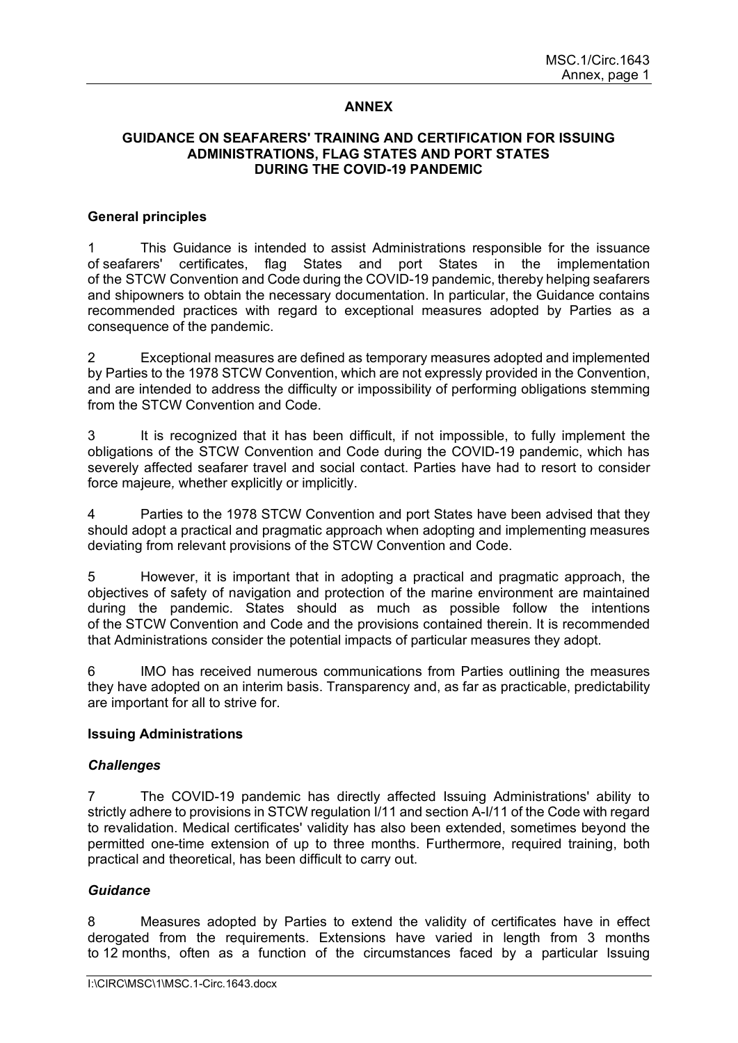# ANNEX

## GUIDANCE ON SEAFARERS' TRAINING AND CERTIFICATION FOR ISSUING ADMINISTRATIONS, FLAG STATES AND PORT STATES DURING THE COVID-19 PANDEMIC

### General principles

1 This Guidance is intended to assist Administrations responsible for the issuance of seafarers' certificates, flag States and port States in the implementation of the STCW Convention and Code during the COVID-19 pandemic, thereby helping seafarers and shipowners to obtain the necessary documentation. In particular, the Guidance contains recommended practices with regard to exceptional measures adopted by Parties as a consequence of the pandemic.

2 Exceptional measures are defined as temporary measures adopted and implemented by Parties to the 1978 STCW Convention, which are not expressly provided in the Convention, and are intended to address the difficulty or impossibility of performing obligations stemming from the STCW Convention and Code.

3 It is recognized that it has been difficult, if not impossible, to fully implement the obligations of the STCW Convention and Code during the COVID-19 pandemic, which has severely affected seafarer travel and social contact. Parties have had to resort to consider force majeure*,* whether explicitly or implicitly.

4 Parties to the 1978 STCW Convention and port States have been advised that they should adopt a practical and pragmatic approach when adopting and implementing measures deviating from relevant provisions of the STCW Convention and Code.

5 However, it is important that in adopting a practical and pragmatic approach, the objectives of safety of navigation and protection of the marine environment are maintained during the pandemic. States should as much as possible follow the intentions of the STCW Convention and Code and the provisions contained therein. It is recommended that Administrations consider the potential impacts of particular measures they adopt.

6 IMO has received numerous communications from Parties outlining the measures they have adopted on an interim basis. Transparency and, as far as practicable, predictability are important for all to strive for.

### Issuing Administrations

#### *Challenges*

7 The COVID-19 pandemic has directly affected Issuing Administrations' ability to strictly adhere to provisions in STCW regulation I/11 and section A-I/11 of the Code with regard to revalidation. Medical certificates' validity has also been extended, sometimes beyond the permitted one-time extension of up to three months. Furthermore, required training, both practical and theoretical, has been difficult to carry out.

#### *Guidance*

8 Measures adopted by Parties to extend the validity of certificates have in effect derogated from the requirements. Extensions have varied in length from 3 months to 12 months, often as a function of the circumstances faced by a particular Issuing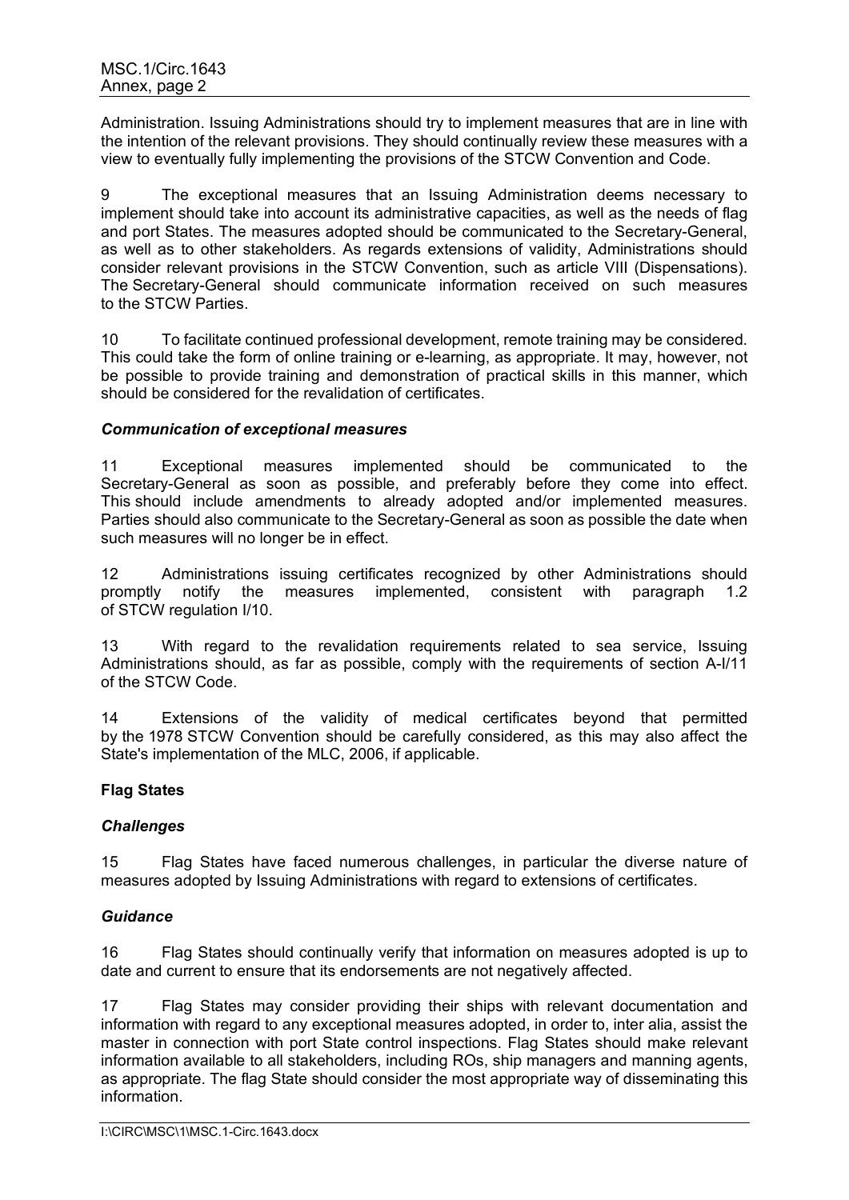Administration. Issuing Administrations should try to implement measures that are in line with the intention of the relevant provisions. They should continually review these measures with a view to eventually fully implementing the provisions of the STCW Convention and Code.

9 The exceptional measures that an Issuing Administration deems necessary to implement should take into account its administrative capacities, as well as the needs of flag and port States. The measures adopted should be communicated to the Secretary-General, as well as to other stakeholders. As regards extensions of validity, Administrations should consider relevant provisions in the STCW Convention, such as article VIII (Dispensations). The Secretary-General should communicate information received on such measures to the STCW Parties.

10 To facilitate continued professional development, remote training may be considered. This could take the form of online training or e-learning, as appropriate. It may, however, not be possible to provide training and demonstration of practical skills in this manner, which should be considered for the revalidation of certificates.

***Communication of exceptional measures***

11 Exceptional measures implemented should be communicated to the Secretary-General as soon as possible, and preferably before they come into effect. This should include amendments to already adopted and/or implemented measures. Parties should also communicate to the Secretary-General as soon as possible the date when such measures will no longer be in effect.

12 Administrations issuing certificates recognized by other Administrations should promptly notify the measures implemented, consistent with paragraph 1.2 of STCW regulation I/10.

13 With regard to the revalidation requirements related to sea service, Issuing Administrations should, as far as possible, comply with the requirements of section A-I/11 of the STCW Code.

14 Extensions of the validity of medical certificates beyond that permitted by the 1978 STCW Convention should be carefully considered, as this may also affect the State's implementation of the MLC, 2006, if applicable.

**Flag States**

***Challenges***

15 Flag States have faced numerous challenges, in particular the diverse nature of measures adopted by Issuing Administrations with regard to extensions of certificates.

***Guidance***

16 Flag States should continually verify that information on measures adopted is up to date and current to ensure that its endorsements are not negatively affected.

17 Flag States may consider providing their ships with relevant documentation and information with regard to any exceptional measures adopted, in order to, inter alia, assist the master in connection with port State control inspections. Flag States should make relevant information available to all stakeholders, including ROs, ship managers and manning agents, as appropriate. The flag State should consider the most appropriate way of disseminating this information.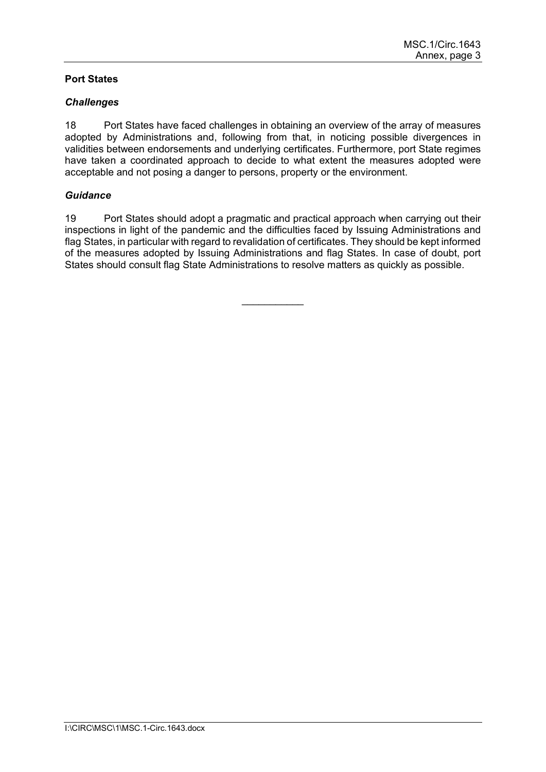**Port States**

***Challenges***

18 Port States have faced challenges in obtaining an overview of the array of measures adopted by Administrations and, following from that, in noticing possible divergences in validities between endorsements and underlying certificates. Furthermore, port State regimes have taken a coordinated approach to decide to what extent the measures adopted were acceptable and not posing a danger to persons, property or the environment.

***Guidance***

19 Port States should adopt a pragmatic and practical approach when carrying out their inspections in light of the pandemic and the difficulties faced by Issuing Administrations and flag States, in particular with regard to revalidation of certificates. They should be kept informed of the measures adopted by Issuing Administrations and flag States. In case of doubt, port States should consult flag State Administrations to resolve matters as quickly as possible.

\_\_\_\_\_\_\_\_\_\_\_